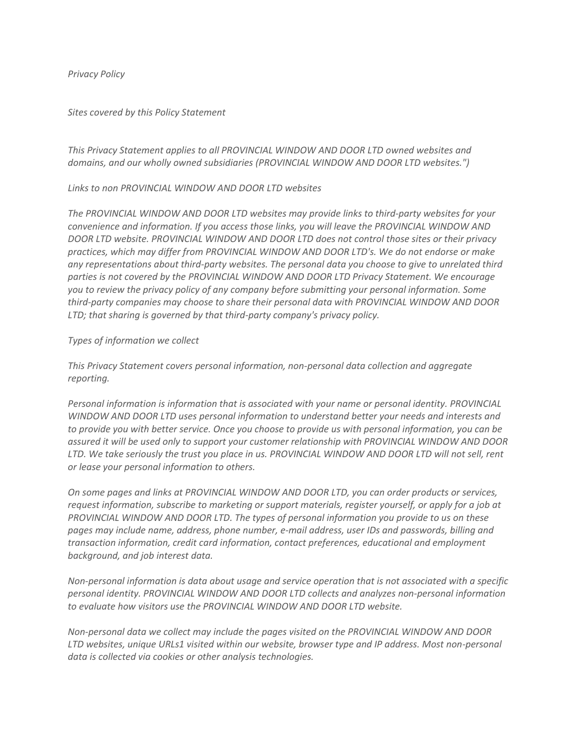*Privacy Policy*

*Sites covered by this Policy Statement*

*This Privacy Statement applies to all PROVINCIAL WINDOW AND DOOR LTD owned websites and domains, and our wholly owned subsidiaries (PROVINCIAL WINDOW AND DOOR LTD websites.")*

*Links to non PROVINCIAL WINDOW AND DOOR LTD websites*

*The PROVINCIAL WINDOW AND DOOR LTD websites may provide links to third-party websites for your convenience and information. If you access those links, you will leave the PROVINCIAL WINDOW AND DOOR LTD website. PROVINCIAL WINDOW AND DOOR LTD does not control those sites or their privacy practices, which may differ from PROVINCIAL WINDOW AND DOOR LTD's. We do not endorse or make any representations about third-party websites. The personal data you choose to give to unrelated third parties is not covered by the PROVINCIAL WINDOW AND DOOR LTD Privacy Statement. We encourage you to review the privacy policy of any company before submitting your personal information. Some third-party companies may choose to share their personal data with PROVINCIAL WINDOW AND DOOR LTD; that sharing is governed by that third-party company's privacy policy.*

*Types of information we collect*

*This Privacy Statement covers personal information, non-personal data collection and aggregate reporting.*

*Personal information is information that is associated with your name or personal identity. PROVINCIAL WINDOW AND DOOR LTD uses personal information to understand better your needs and interests and to provide you with better service. Once you choose to provide us with personal information, you can be assured it will be used only to support your customer relationship with PROVINCIAL WINDOW AND DOOR LTD. We take seriously the trust you place in us. PROVINCIAL WINDOW AND DOOR LTD will not sell, rent or lease your personal information to others.*

*On some pages and links at PROVINCIAL WINDOW AND DOOR LTD, you can order products or services, request information, subscribe to marketing or support materials, register yourself, or apply for a job at PROVINCIAL WINDOW AND DOOR LTD. The types of personal information you provide to us on these pages may include name, address, phone number, e-mail address, user IDs and passwords, billing and transaction information, credit card information, contact preferences, educational and employment background, and job interest data.*

*Non-personal information is data about usage and service operation that is not associated with a specific personal identity. PROVINCIAL WINDOW AND DOOR LTD collects and analyzes non-personal information to evaluate how visitors use the PROVINCIAL WINDOW AND DOOR LTD website.*

*Non-personal data we collect may include the pages visited on the PROVINCIAL WINDOW AND DOOR LTD websites, unique URLs1 visited within our website, browser type and IP address. Most non-personal data is collected via cookies or other analysis technologies.*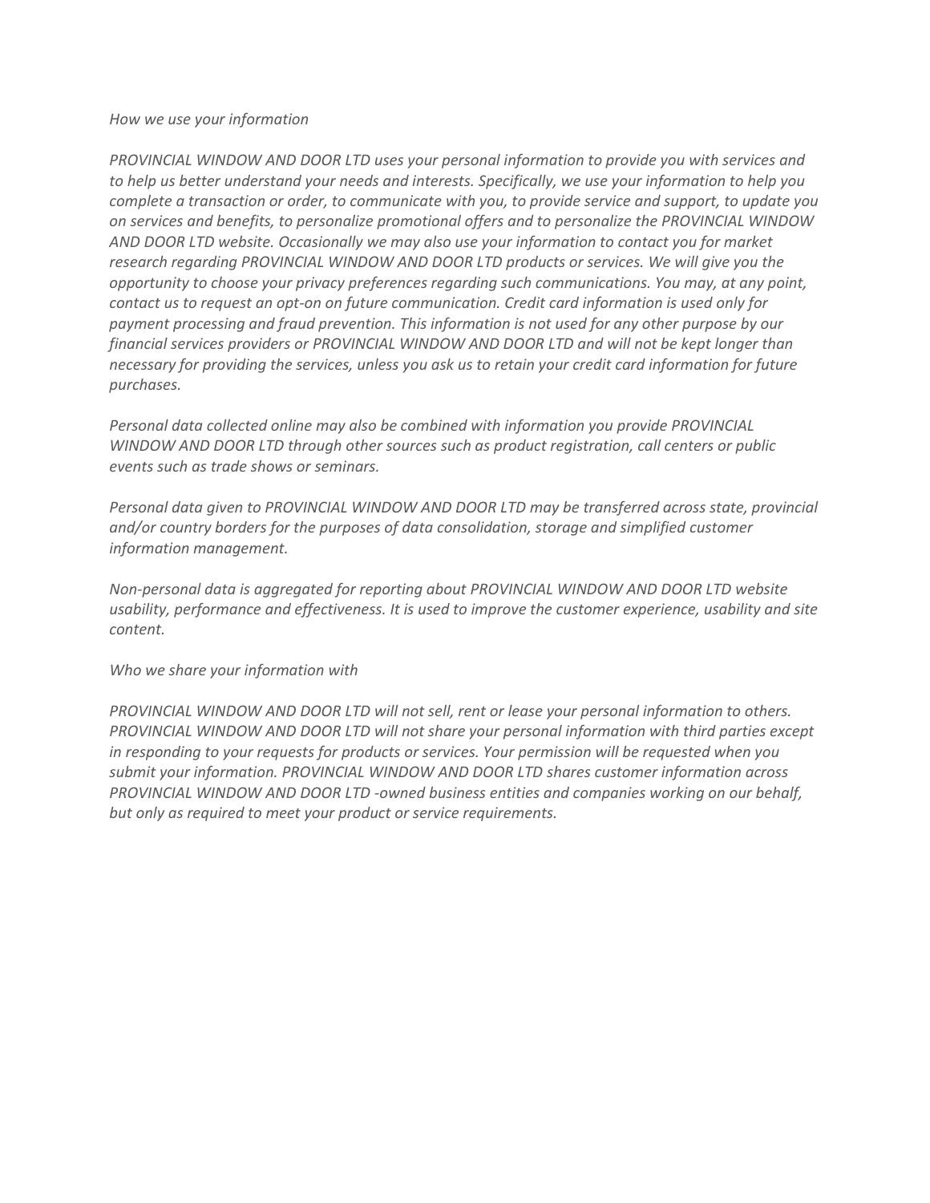*How we use your information*

*PROVINCIAL WINDOW AND DOOR LTD uses your personal information to provide you with services and to help us better understand your needs and interests. Specifically, we use your information to help you complete a transaction or order, to communicate with you, to provide service and support, to update you on services and benefits, to personalize promotional offers and to personalize the PROVINCIAL WINDOW AND DOOR LTD website. Occasionally we may also use your information to contact you for market research regarding PROVINCIAL WINDOW AND DOOR LTD products or services. We will give you the opportunity to choose your privacy preferences regarding such communications. You may, at any point, contact us to request an opt-on on future communication. Credit card information is used only for payment processing and fraud prevention. This information is not used for any other purpose by our financial services providers or PROVINCIAL WINDOW AND DOOR LTD and will not be kept longer than necessary for providing the services, unless you ask us to retain your credit card information for future purchases.*

*Personal data collected online may also be combined with information you provide PROVINCIAL WINDOW AND DOOR LTD through other sources such as product registration, call centers or public events such as trade shows or seminars.*

*Personal data given to PROVINCIAL WINDOW AND DOOR LTD may be transferred across state, provincial and/or country borders for the purposes of data consolidation, storage and simplified customer information management.*

*Non-personal data is aggregated for reporting about PROVINCIAL WINDOW AND DOOR LTD website usability, performance and effectiveness. It is used to improve the customer experience, usability and site content.*

*Who we share your information with*

*PROVINCIAL WINDOW AND DOOR LTD will not sell, rent or lease your personal information to others. PROVINCIAL WINDOW AND DOOR LTD will not share your personal information with third parties except in responding to your requests for products or services. Your permission will be requested when you submit your information. PROVINCIAL WINDOW AND DOOR LTD shares customer information across PROVINCIAL WINDOW AND DOOR LTD -owned business entities and companies working on our behalf, but only as required to meet your product or service requirements.*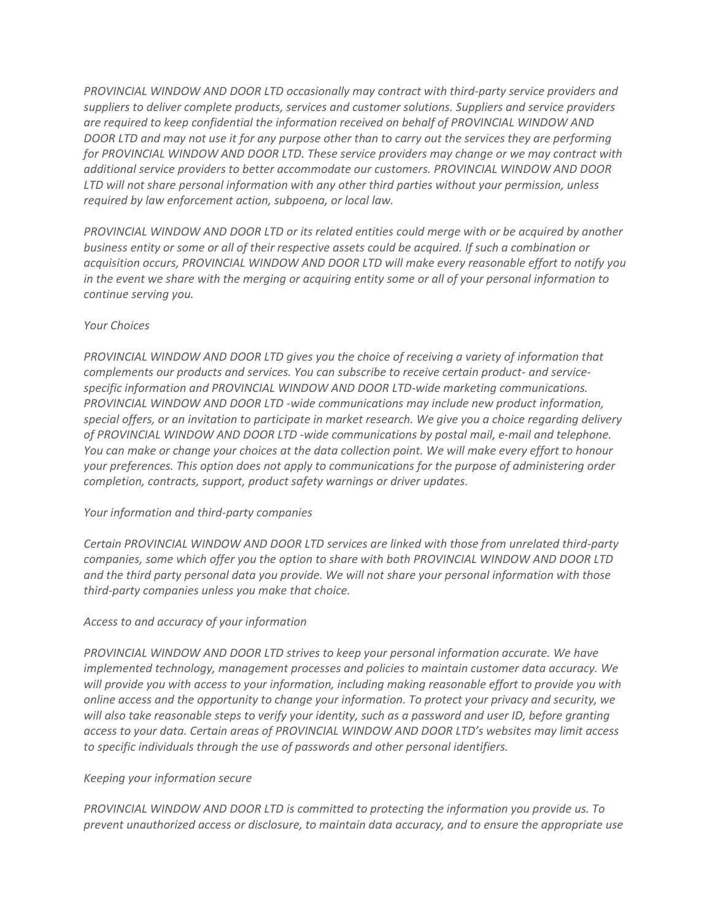*PROVINCIAL WINDOW AND DOOR LTD occasionally may contract with third-party service providers and suppliers to deliver complete products, services and customer solutions. Suppliers and service providers are required to keep confidential the information received on behalf of PROVINCIAL WINDOW AND DOOR LTD and may not use it for any purpose other than to carry out the services they are performing for PROVINCIAL WINDOW AND DOOR LTD. These service providers may change or we may contract with additional service providers to better accommodate our customers. PROVINCIAL WINDOW AND DOOR LTD will not share personal information with any other third parties without your permission, unless required by law enforcement action, subpoena, or local law.*

*PROVINCIAL WINDOW AND DOOR LTD or its related entities could merge with or be acquired by another business entity or some or all of their respective assets could be acquired. If such a combination or acquisition occurs, PROVINCIAL WINDOW AND DOOR LTD will make every reasonable effort to notify you in the event we share with the merging or acquiring entity some or all of your personal information to continue serving you.*

*Your Choices*

*PROVINCIAL WINDOW AND DOOR LTD gives you the choice of receiving a variety of information that complements our products and services. You can subscribe to receive certain product- and service-specific information and PROVINCIAL WINDOW AND DOOR LTD-wide marketing communications. PROVINCIAL WINDOW AND DOOR LTD -wide communications may include new product information, special offers, or an invitation to participate in market research. We give you a choice regarding delivery of PROVINCIAL WINDOW AND DOOR LTD -wide communications by postal mail, e-mail and telephone. You can make or change your choices at the data collection point. We will make every effort to honour your preferences. This option does not apply to communications for the purpose of administering order completion, contracts, support, product safety warnings or driver updates.*

*Your information and third-party companies*

*Certain PROVINCIAL WINDOW AND DOOR LTD services are linked with those from unrelated third-party companies, some which offer you the option to share with both PROVINCIAL WINDOW AND DOOR LTD and the third party personal data you provide. We will not share your personal information with those third-party companies unless you make that choice.*

*Access to and accuracy of your information*

*PROVINCIAL WINDOW AND DOOR LTD strives to keep your personal information accurate. We have implemented technology, management processes and policies to maintain customer data accuracy. We will provide you with access to your information, including making reasonable effort to provide you with online access and the opportunity to change your information. To protect your privacy and security, we will also take reasonable steps to verify your identity, such as a password and user ID, before granting access to your data. Certain areas of PROVINCIAL WINDOW AND DOOR LTD's websites may limit access to specific individuals through the use of passwords and other personal identifiers.*

*Keeping your information secure*

*PROVINCIAL WINDOW AND DOOR LTD is committed to protecting the information you provide us. To prevent unauthorized access or disclosure, to maintain data accuracy, and to ensure the appropriate use*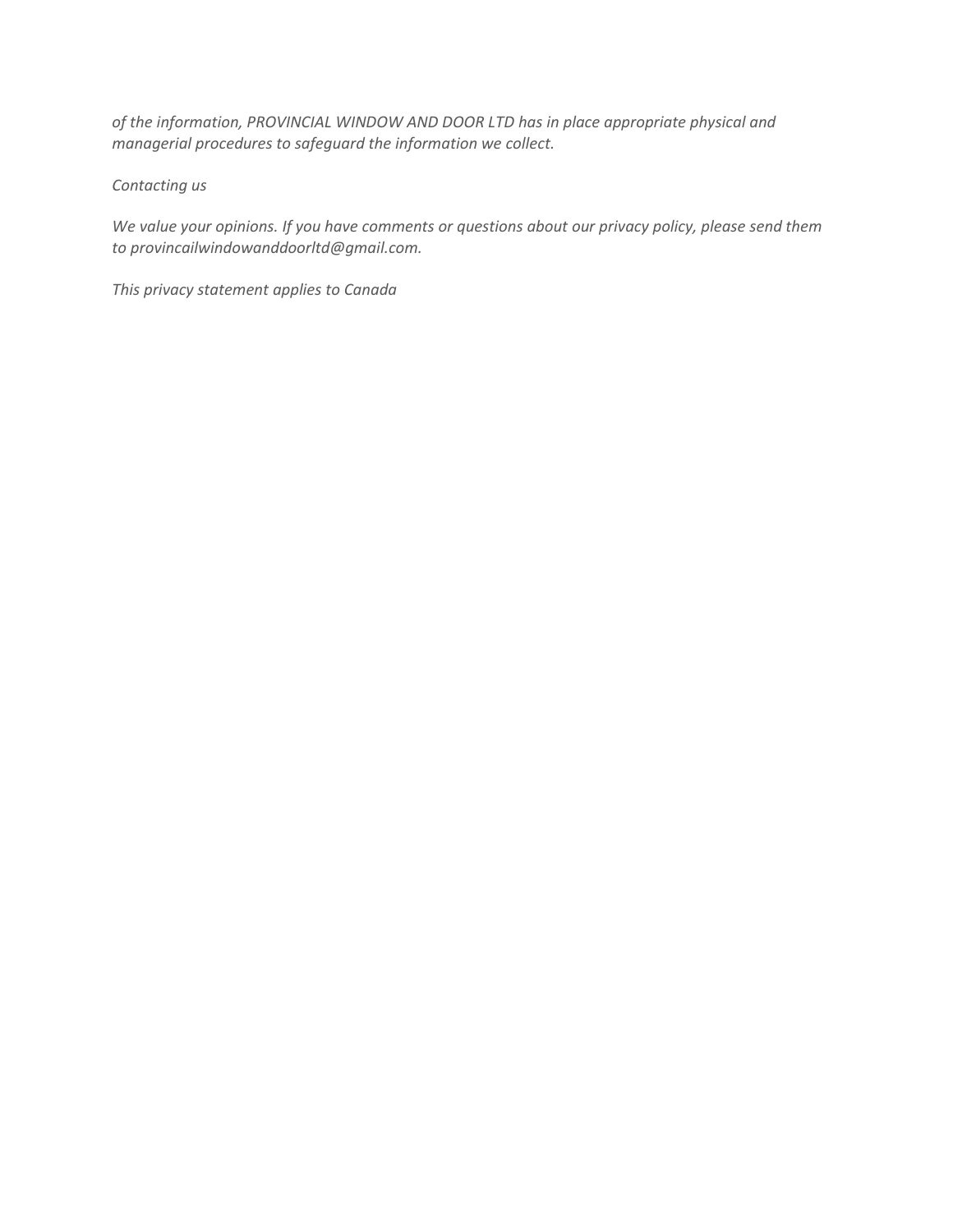*of the information, PROVINCIAL WINDOW AND DOOR LTD has in place appropriate physical and managerial procedures to safeguard the information we collect.*

*Contacting us*

*We value your opinions. If you have comments or questions about our privacy policy, please send them to provincailwindowanddoorltd@gmail.com.*

*This privacy statement applies to Canada*